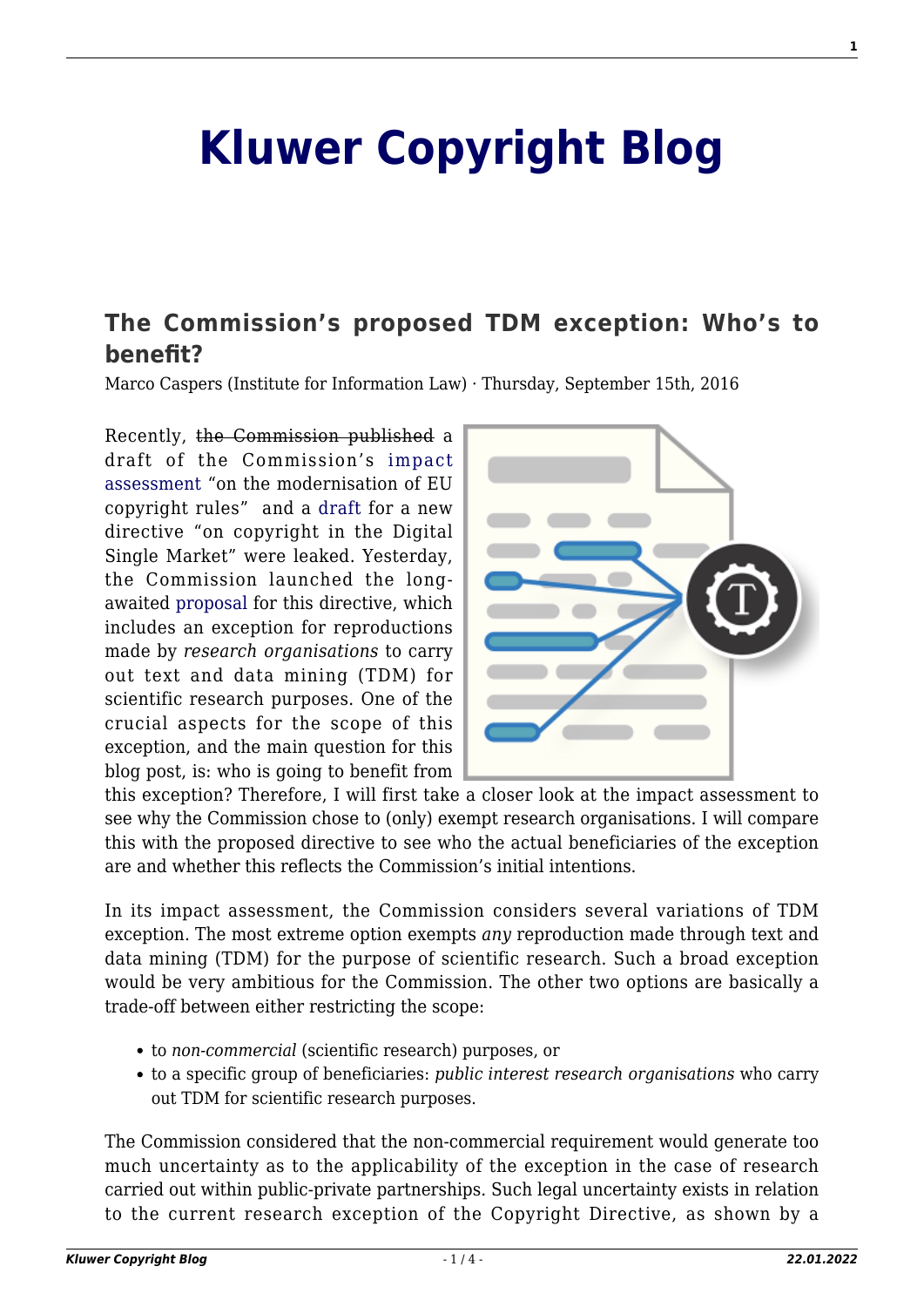# Kluwer Copyright Blog

## The Commission's proposed TDM exception: Who's to benefit?

Marco Caspers (Institute for Information Law) · Thursday, September 15th, 2016

Recently, ~~the Commission published~~ a draft of the Commission's impact assessment "on the modernisation of EU copyright rules" and a draft for a new directive "on copyright in the Digital Single Market" were leaked. Yesterday, the Commission launched the long-awaited proposal for this directive, which includes an exception for reproductions made by *research organisations* to carry out text and data mining (TDM) for scientific research purposes. One of the crucial aspects for the scope of this exception, and the main question for this blog post, is: who is going to benefit from this exception? Therefore, I will first take a closer look at the impact assessment to see why the Commission chose to (only) exempt research organisations. I will compare this with the proposed directive to see who the actual beneficiaries of the exception are and whether this reflects the Commission's initial intentions.

In its impact assessment, the Commission considers several variations of TDM exception. The most extreme option exempts *any* reproduction made through text and data mining (TDM) for the purpose of scientific research. Such a broad exception would be very ambitious for the Commission. The other two options are basically a trade-off between either restricting the scope:

- to *non-commercial* (scientific research) purposes, or
- to a specific group of beneficiaries: *public interest research organisations* who carry out TDM for scientific research purposes.

The Commission considered that the non-commercial requirement would generate too much uncertainty as to the applicability of the exception in the case of research carried out within public-private partnerships. Such legal uncertainty exists in relation to the current research exception of the Copyright Directive, as shown by a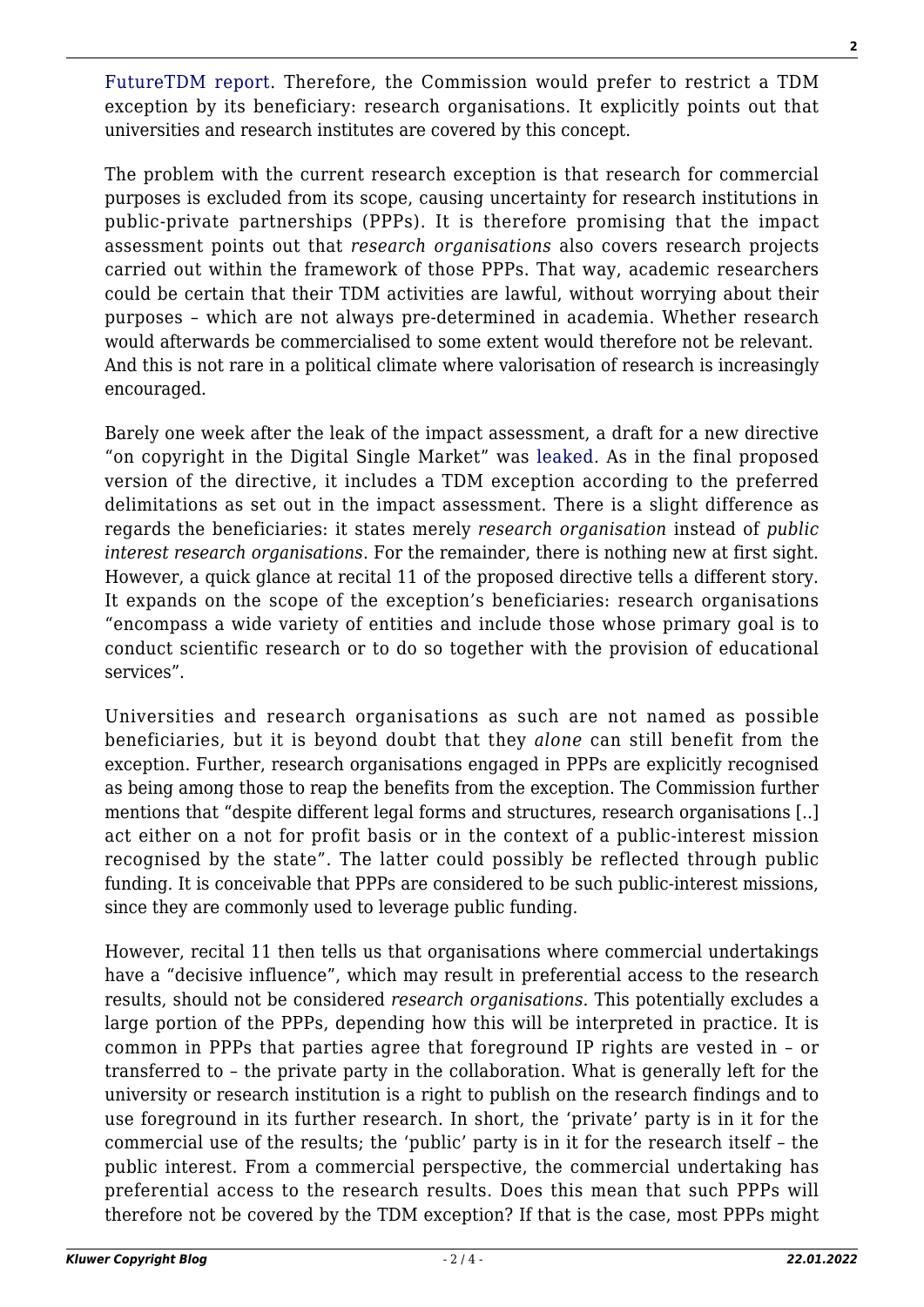FutureTDM report. Therefore, the Commission would prefer to restrict a TDM exception by its beneficiary: research organisations. It explicitly points out that universities and research institutes are covered by this concept.

The problem with the current research exception is that research for commercial purposes is excluded from its scope, causing uncertainty for research institutions in public-private partnerships (PPPs). It is therefore promising that the impact assessment points out that *research organisations* also covers research projects carried out within the framework of those PPPs. That way, academic researchers could be certain that their TDM activities are lawful, without worrying about their purposes – which are not always pre-determined in academia. Whether research would afterwards be commercialised to some extent would therefore not be relevant. And this is not rare in a political climate where valorisation of research is increasingly encouraged.

Barely one week after the leak of the impact assessment, a draft for a new directive "on copyright in the Digital Single Market" was leaked. As in the final proposed version of the directive, it includes a TDM exception according to the preferred delimitations as set out in the impact assessment. There is a slight difference as regards the beneficiaries: it states merely *research organisation* instead of *public interest research organisations*. For the remainder, there is nothing new at first sight. However, a quick glance at recital 11 of the proposed directive tells a different story. It expands on the scope of the exception's beneficiaries: research organisations "encompass a wide variety of entities and include those whose primary goal is to conduct scientific research or to do so together with the provision of educational services".

Universities and research organisations as such are not named as possible beneficiaries, but it is beyond doubt that they *alone* can still benefit from the exception. Further, research organisations engaged in PPPs are explicitly recognised as being among those to reap the benefits from the exception. The Commission further mentions that "despite different legal forms and structures, research organisations [..] act either on a not for profit basis or in the context of a public-interest mission recognised by the state". The latter could possibly be reflected through public funding. It is conceivable that PPPs are considered to be such public-interest missions, since they are commonly used to leverage public funding.

However, recital 11 then tells us that organisations where commercial undertakings have a "decisive influence", which may result in preferential access to the research results, should not be considered *research organisations*. This potentially excludes a large portion of the PPPs, depending how this will be interpreted in practice. It is common in PPPs that parties agree that foreground IP rights are vested in – or transferred to – the private party in the collaboration. What is generally left for the university or research institution is a right to publish on the research findings and to use foreground in its further research. In short, the 'private' party is in it for the commercial use of the results; the 'public' party is in it for the research itself – the public interest. From a commercial perspective, the commercial undertaking has preferential access to the research results. Does this mean that such PPPs will therefore not be covered by the TDM exception? If that is the case, most PPPs might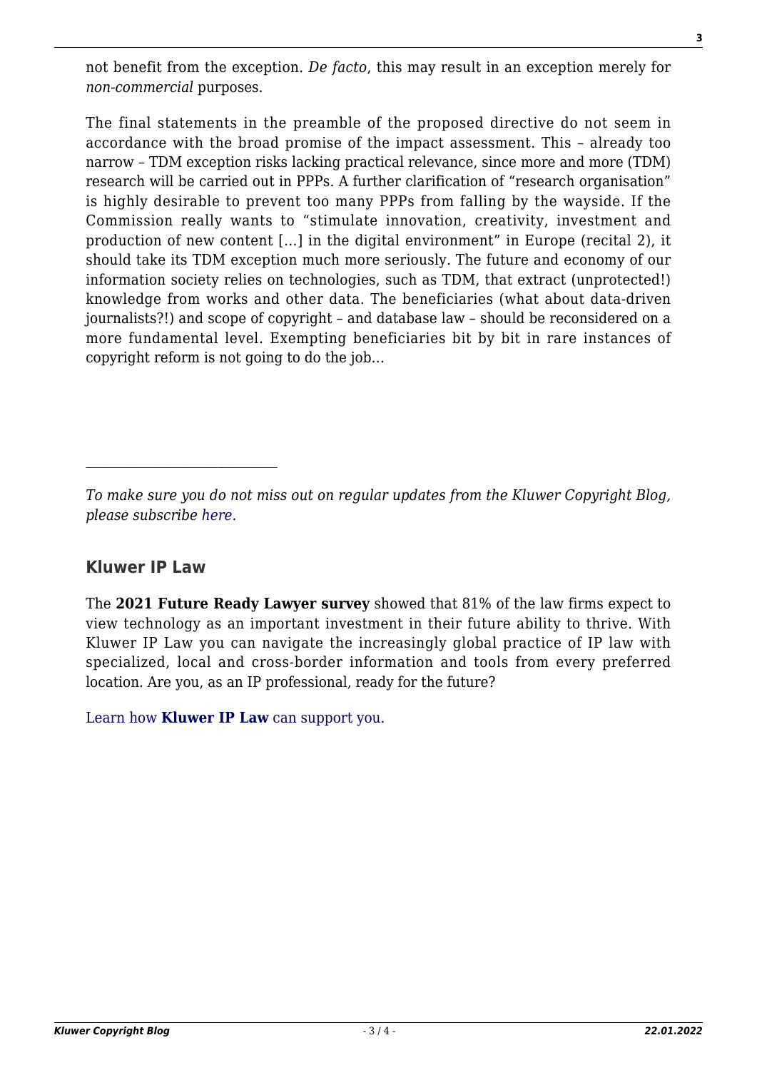not benefit from the exception. *De facto*, this may result in an exception merely for *non-commercial* purposes.

The final statements in the preamble of the proposed directive do not seem in accordance with the broad promise of the impact assessment. This – already too narrow – TDM exception risks lacking practical relevance, since more and more (TDM) research will be carried out in PPPs. A further clarification of "research organisation" is highly desirable to prevent too many PPPs from falling by the wayside. If the Commission really wants to "stimulate innovation, creativity, investment and production of new content […] in the digital environment" in Europe (recital 2), it should take its TDM exception much more seriously. The future and economy of our information society relies on technologies, such as TDM, that extract (unprotected!) knowledge from works and other data. The beneficiaries (what about data-driven journalists?!) and scope of copyright – and database law – should be reconsidered on a more fundamental level. Exempting beneficiaries bit by bit in rare instances of copyright reform is not going to do the job…

---

*To make sure you do not miss out on regular updates from the Kluwer Copyright Blog, please subscribe here.*

### Kluwer IP Law

The **2021 Future Ready Lawyer survey** showed that 81% of the law firms expect to view technology as an important investment in their future ability to thrive. With Kluwer IP Law you can navigate the increasingly global practice of IP law with specialized, local and cross-border information and tools from every preferred location. Are you, as an IP professional, ready for the future?

Learn how **Kluwer IP Law** can support you.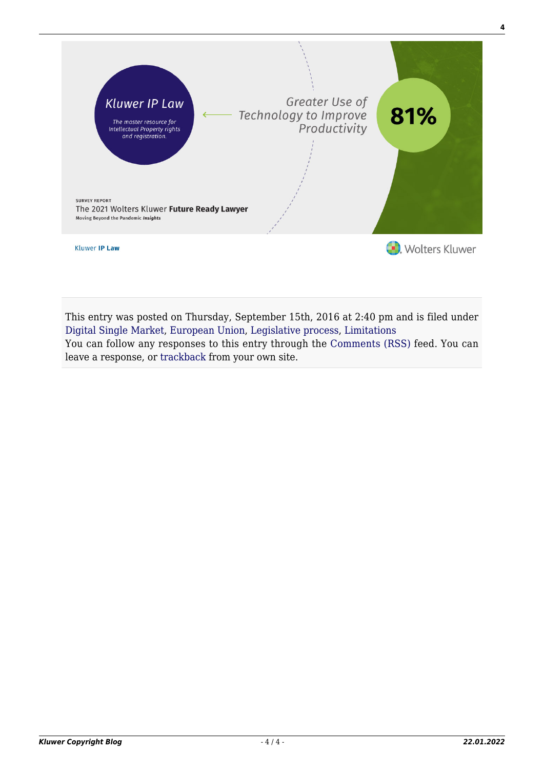Kluwer IP Law

The master resource for Intellectual Property rights and registration.

Greater Use of Technology to Improve Productivity

81%

SURVEY REPORT

The 2021 Wolters Kluwer **Future Ready Lawyer**

Moving Beyond the Pandemic *Insights*

Kluwer **IP Law**

Wolters Kluwer

This entry was posted on Thursday, September 15th, 2016 at 2:40 pm and is filed under Digital Single Market, European Union, Legislative process, Limitations
You can follow any responses to this entry through the Comments (RSS) feed. You can leave a response, or trackback from your own site.